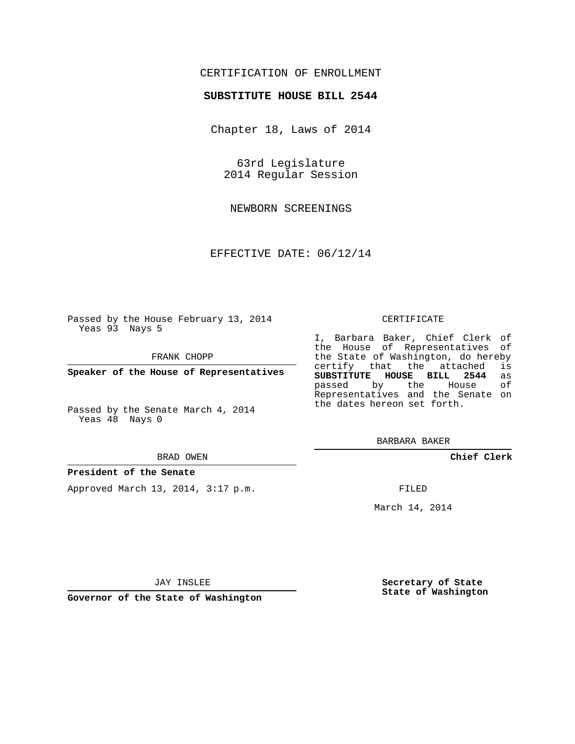CERTIFICATION OF ENROLLMENT

**SUBSTITUTE HOUSE BILL 2544**

Chapter 18, Laws of 2014

63rd Legislature
2014 Regular Session

NEWBORN SCREENINGS

EFFECTIVE DATE: 06/12/14

Passed by the House February 13, 2014
Yeas 93 Nays 5

FRANK CHOPP

**Speaker of the House of Representatives**

Passed by the Senate March 4, 2014
Yeas 48 Nays 0

BRAD OWEN

**President of the Senate**

Approved March 13, 2014, 3:17 p.m.

JAY INSLEE

**Governor of the State of Washington**

CERTIFICATE

I, Barbara Baker, Chief Clerk of the House of Representatives of the State of Washington, do hereby certify that the attached is **SUBSTITUTE HOUSE BILL 2544** as passed by the House of Representatives and the Senate on the dates hereon set forth.

BARBARA BAKER

**Chief Clerk**

FILED

March 14, 2014

**Secretary of State**
**State of Washington**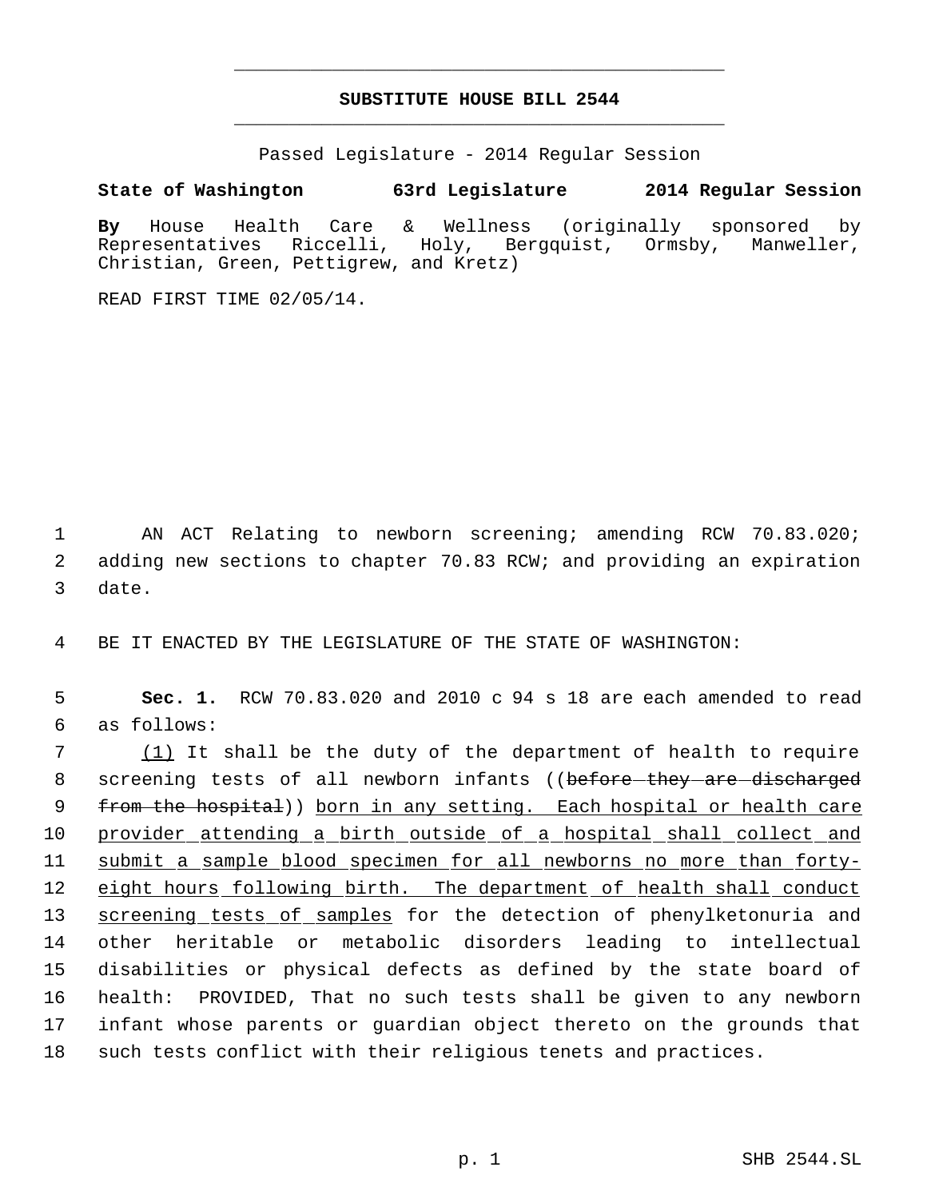# SUBSTITUTE HOUSE BILL 2544

Passed Legislature - 2014 Regular Session

**State of Washington 63rd Legislature 2014 Regular Session**

**By** House Health Care & Wellness (originally sponsored by Representatives Riccelli, Holy, Bergquist, Ormsby, Manweller, Christian, Green, Pettigrew, and Kretz)

READ FIRST TIME 02/05/14.

AN ACT Relating to newborn screening; amending RCW 70.83.020; adding new sections to chapter 70.83 RCW; and providing an expiration date.

BE IT ENACTED BY THE LEGISLATURE OF THE STATE OF WASHINGTON:

**Sec. 1.** RCW 70.83.020 and 2010 c 94 s 18 are each amended to read as follows:

(1) It shall be the duty of the department of health to require screening tests of all newborn infants ((~~before they are discharged from the hospital~~)) born in any setting. Each hospital or health care provider attending a birth outside of a hospital shall collect and submit a sample blood specimen for all newborns no more than forty-eight hours following birth. The department of health shall conduct screening tests of samples for the detection of phenylketonuria and other heritable or metabolic disorders leading to intellectual disabilities or physical defects as defined by the state board of health: PROVIDED, That no such tests shall be given to any newborn infant whose parents or guardian object thereto on the grounds that such tests conflict with their religious tenets and practices.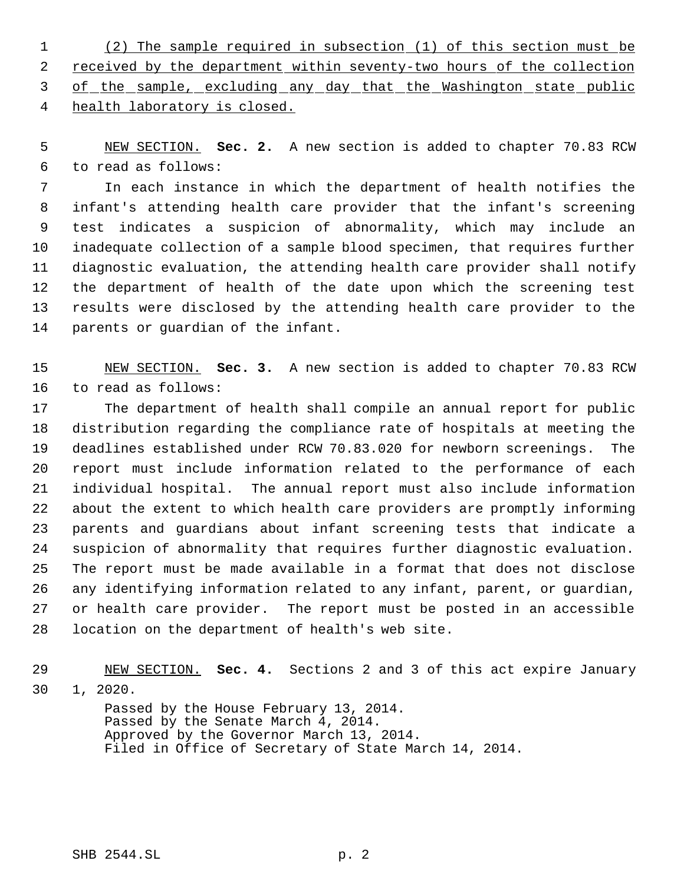(2) The sample required in subsection (1) of this section must be received by the department within seventy-two hours of the collection of the sample, excluding any day that the Washington state public health laboratory is closed.

NEW SECTION. **Sec. 2.** A new section is added to chapter 70.83 RCW to read as follows:

In each instance in which the department of health notifies the infant's attending health care provider that the infant's screening test indicates a suspicion of abnormality, which may include an inadequate collection of a sample blood specimen, that requires further diagnostic evaluation, the attending health care provider shall notify the department of health of the date upon which the screening test results were disclosed by the attending health care provider to the parents or guardian of the infant.

NEW SECTION. **Sec. 3.** A new section is added to chapter 70.83 RCW to read as follows:

The department of health shall compile an annual report for public distribution regarding the compliance rate of hospitals at meeting the deadlines established under RCW 70.83.020 for newborn screenings. The report must include information related to the performance of each individual hospital. The annual report must also include information about the extent to which health care providers are promptly informing parents and guardians about infant screening tests that indicate a suspicion of abnormality that requires further diagnostic evaluation. The report must be made available in a format that does not disclose any identifying information related to any infant, parent, or guardian, or health care provider. The report must be posted in an accessible location on the department of health's web site.

NEW SECTION. **Sec. 4.** Sections 2 and 3 of this act expire January 1, 2020.

Passed by the House February 13, 2014.
Passed by the Senate March 4, 2014.
Approved by the Governor March 13, 2014.
Filed in Office of Secretary of State March 14, 2014.